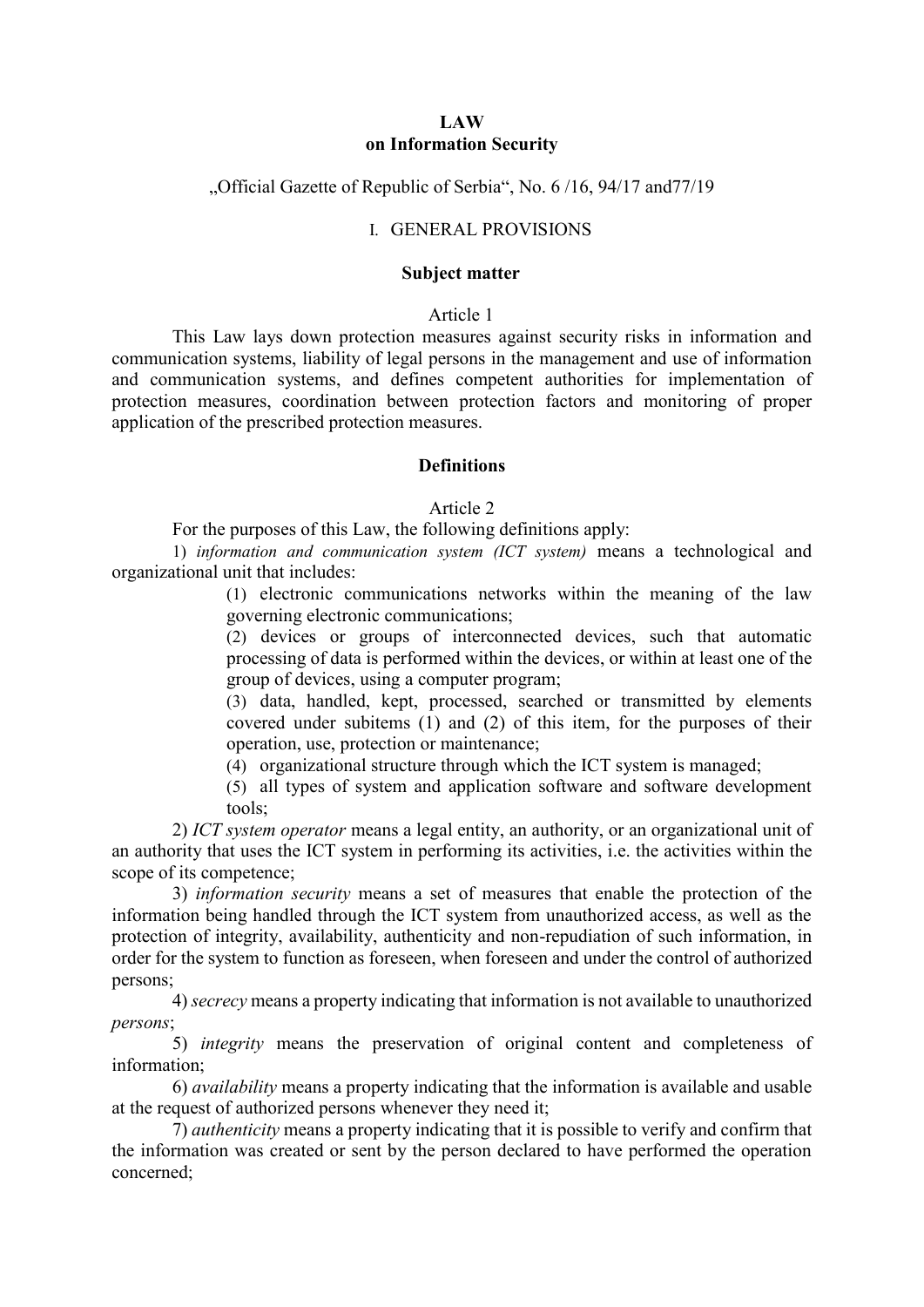# LAW
# on Information Security

„Official Gazette of Republic of Serbia“, No. 6 /16, 94/17 and77/19

## I. GENERAL PROVISIONS

### Subject matter

Article 1

This Law lays down protection measures against security risks in information and communication systems, liability of legal persons in the management and use of information and communication systems, and defines competent authorities for implementation of protection measures, coordination between protection factors and monitoring of proper application of the prescribed protection measures.

### Definitions

Article 2

For the purposes of this Law, the following definitions apply:

1) *information and communication system (ICT system)* means a technological and organizational unit that includes:

(1) electronic communications networks within the meaning of the law governing electronic communications;

(2) devices or groups of interconnected devices, such that automatic processing of data is performed within the devices, or within at least one of the group of devices, using a computer program;

(3) data, handled, kept, processed, searched or transmitted by elements covered under subitems (1) and (2) of this item, for the purposes of their operation, use, protection or maintenance;

(4) organizational structure through which the ICT system is managed;

(5) all types of system and application software and software development tools;

2) *ICT system operator* means a legal entity, an authority, or an organizational unit of an authority that uses the ICT system in performing its activities, i.e. the activities within the scope of its competence;

3) *information security* means a set of measures that enable the protection of the information being handled through the ICT system from unauthorized access, as well as the protection of integrity, availability, authenticity and non-repudiation of such information, in order for the system to function as foreseen, when foreseen and under the control of authorized persons;

4) *secrecy* means a property indicating that information is not available to unauthorized *persons*;

5) *integrity* means the preservation of original content and completeness of information;

6) *availability* means a property indicating that the information is available and usable at the request of authorized persons whenever they need it;

7) *authenticity* means a property indicating that it is possible to verify and confirm that the information was created or sent by the person declared to have performed the operation concerned;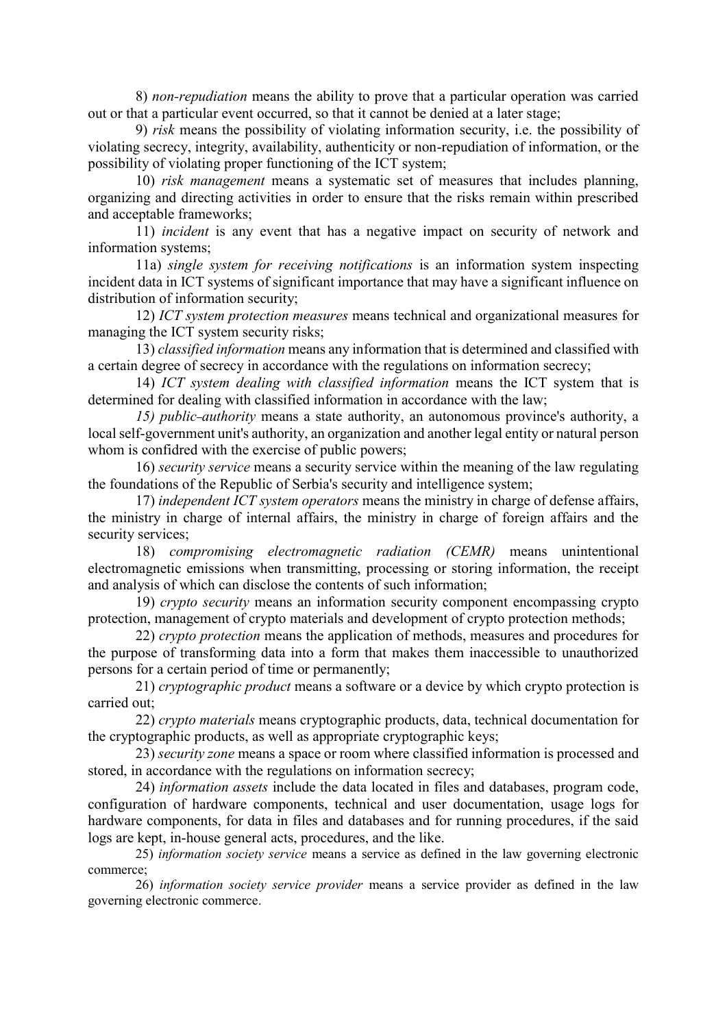8) *non-repudiation* means the ability to prove that a particular operation was carried out or that a particular event occurred, so that it cannot be denied at a later stage;

9) *risk* means the possibility of violating information security, i.e. the possibility of violating secrecy, integrity, availability, authenticity or non-repudiation of information, or the possibility of violating proper functioning of the ICT system;

10) *risk management* means a systematic set of measures that includes planning, organizing and directing activities in order to ensure that the risks remain within prescribed and acceptable frameworks;

11) *incident* is any event that has a negative impact on security of network and information systems;

11a) *single system for receiving notifications* is an information system inspecting incident data in ICT systems of significant importance that may have a significant influence on distribution of information security;

12) *ICT system protection measures* means technical and organizational measures for managing the ICT system security risks;

13) *classified information* means any information that is determined and classified with a certain degree of secrecy in accordance with the regulations on information secrecy;

14) *ICT system dealing with classified information* means the ICT system that is determined for dealing with classified information in accordance with the law;

*15) public-authority* means a state authority, an autonomous province's authority, a local self-government unit's authority, an organization and another legal entity or natural person whom is confidred with the exercise of public powers;

16) *security service* means a security service within the meaning of the law regulating the foundations of the Republic of Serbia's security and intelligence system;

17) *independent ICT system operators* means the ministry in charge of defense affairs, the ministry in charge of internal affairs, the ministry in charge of foreign affairs and the security services;

18) *compromising electromagnetic radiation (CEMR)* means unintentional electromagnetic emissions when transmitting, processing or storing information, the receipt and analysis of which can disclose the contents of such information;

19) *crypto security* means an information security component encompassing crypto protection, management of crypto materials and development of crypto protection methods;

22) *crypto protection* means the application of methods, measures and procedures for the purpose of transforming data into a form that makes them inaccessible to unauthorized persons for a certain period of time or permanently;

21) *cryptographic product* means a software or a device by which crypto protection is carried out;

22) *crypto materials* means cryptographic products, data, technical documentation for the cryptographic products, as well as appropriate cryptographic keys;

23) *security zone* means a space or room where classified information is processed and stored, in accordance with the regulations on information secrecy;

24) *information assets* include the data located in files and databases, program code, configuration of hardware components, technical and user documentation, usage logs for hardware components, for data in files and databases and for running procedures, if the said logs are kept, in-house general acts, procedures, and the like.

25) *information society service* means a service as defined in the law governing electronic commerce;

26) *information society service provider* means a service provider as defined in the law governing electronic commerce.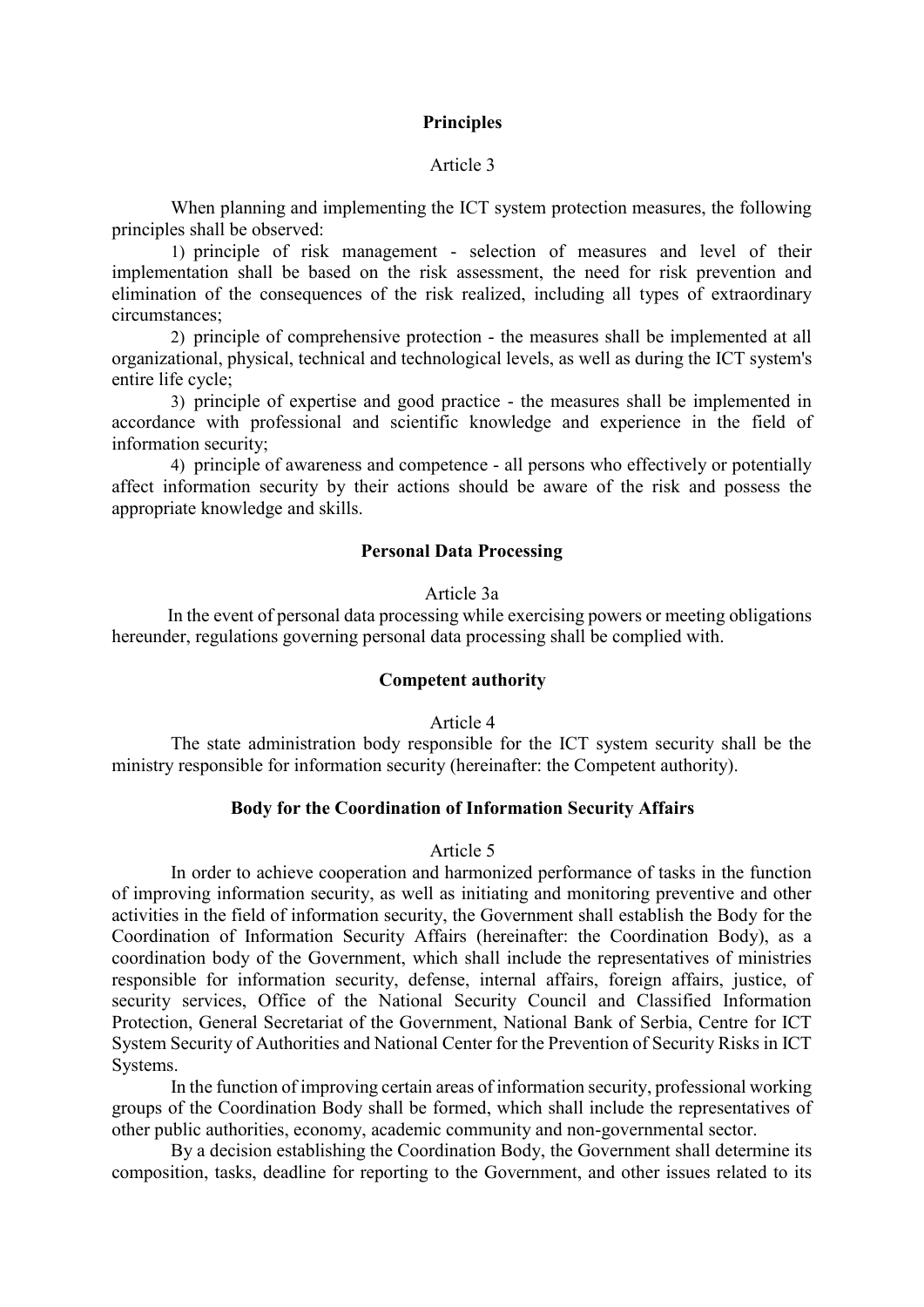**Principles**

Article 3

When planning and implementing the ICT system protection measures, the following principles shall be observed:

1) principle of risk management - selection of measures and level of their implementation shall be based on the risk assessment, the need for risk prevention and elimination of the consequences of the risk realized, including all types of extraordinary circumstances;

2) principle of comprehensive protection - the measures shall be implemented at all organizational, physical, technical and technological levels, as well as during the ICT system's entire life cycle;

3) principle of expertise and good practice - the measures shall be implemented in accordance with professional and scientific knowledge and experience in the field of information security;

4) principle of awareness and competence - all persons who effectively or potentially affect information security by their actions should be aware of the risk and possess the appropriate knowledge and skills.

**Personal Data Processing**

Article 3a

In the event of personal data processing while exercising powers or meeting obligations hereunder, regulations governing personal data processing shall be complied with.

**Competent authority**

Article 4

The state administration body responsible for the ICT system security shall be the ministry responsible for information security (hereinafter: the Competent authority).

**Body for the Coordination of Information Security Affairs**

Article 5

In order to achieve cooperation and harmonized performance of tasks in the function of improving information security, as well as initiating and monitoring preventive and other activities in the field of information security, the Government shall establish the Body for the Coordination of Information Security Affairs (hereinafter: the Coordination Body), as a coordination body of the Government, which shall include the representatives of ministries responsible for information security, defense, internal affairs, foreign affairs, justice, of security services, Office of the National Security Council and Classified Information Protection, General Secretariat of the Government, National Bank of Serbia, Centre for ICT System Security of Authorities and National Center for the Prevention of Security Risks in ICT Systems.

In the function of improving certain areas of information security, professional working groups of the Coordination Body shall be formed, which shall include the representatives of other public authorities, economy, academic community and non-governmental sector.

By a decision establishing the Coordination Body, the Government shall determine its composition, tasks, deadline for reporting to the Government, and other issues related to its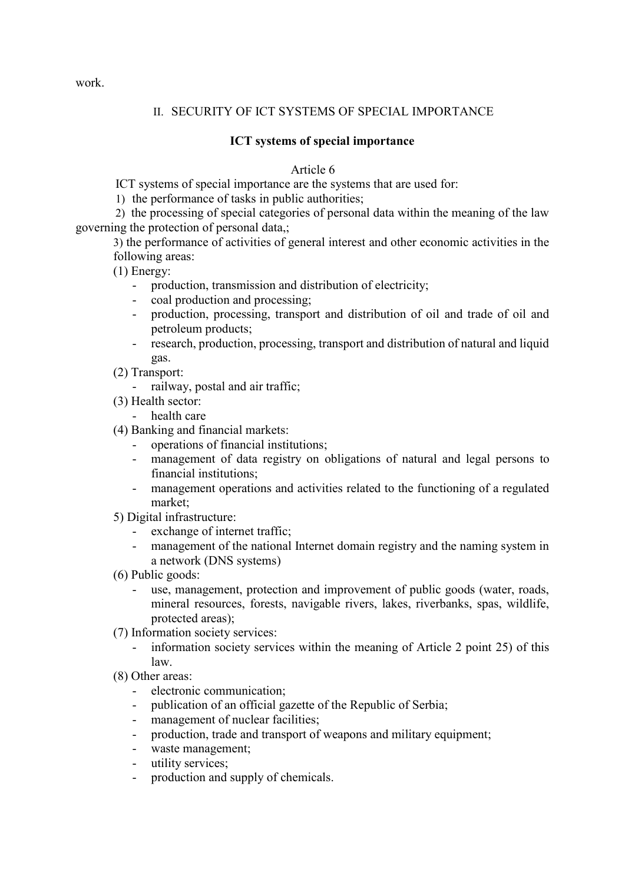work.

## II. SECURITY OF ICT SYSTEMS OF SPECIAL IMPORTANCE

### ICT systems of special importance

Article 6

ICT systems of special importance are the systems that are used for:

1) the performance of tasks in public authorities;

2) the processing of special categories of personal data within the meaning of the law governing the protection of personal data,;

3) the performance of activities of general interest and other economic activities in the following areas:

(1) Energy:
- production, transmission and distribution of electricity;
- coal production and processing;
- production, processing, transport and distribution of oil and trade of oil and petroleum products;
- research, production, processing, transport and distribution of natural and liquid gas.

(2) Transport:
- railway, postal and air traffic;

(3) Health sector:
- health care

(4) Banking and financial markets:
- operations of financial institutions;
- management of data registry on obligations of natural and legal persons to financial institutions;
- management operations and activities related to the functioning of a regulated market;

5) Digital infrastructure:
- exchange of internet traffic;
- management of the national Internet domain registry and the naming system in a network (DNS systems)

(6) Public goods:
- use, management, protection and improvement of public goods (water, roads, mineral resources, forests, navigable rivers, lakes, riverbanks, spas, wildlife, protected areas);

(7) Information society services:
- information society services within the meaning of Article 2 point 25) of this law.

(8) Other areas:
- electronic communication;
- publication of an official gazette of the Republic of Serbia;
- management of nuclear facilities;
- production, trade and transport of weapons and military equipment;
- waste management;
- utility services;
- production and supply of chemicals.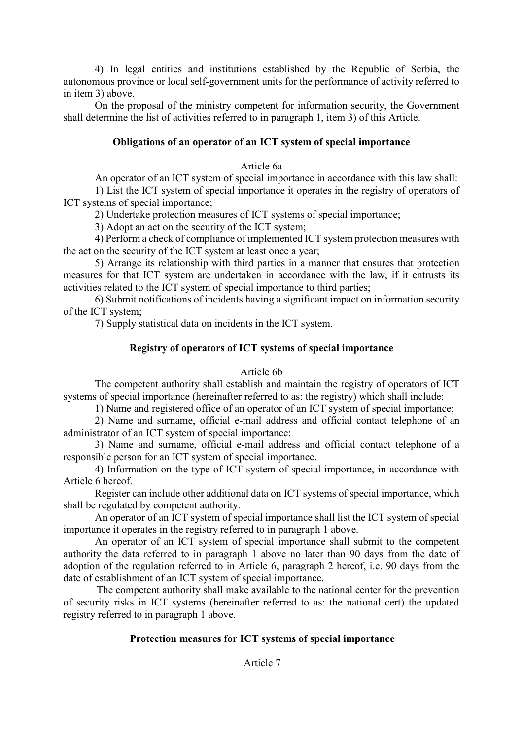4) In legal entities and institutions established by the Republic of Serbia, the autonomous province or local self-government units for the performance of activity referred to in item 3) above.

On the proposal of the ministry competent for information security, the Government shall determine the list of activities referred to in paragraph 1, item 3) of this Article.

**Obligations of an operator of an ICT system of special importance**

Article 6a

An operator of an ICT system of special importance in accordance with this law shall:

1) List the ICT system of special importance it operates in the registry of operators of ICT systems of special importance;

2) Undertake protection measures of ICT systems of special importance;

3) Adopt an act on the security of the ICT system;

4) Perform a check of compliance of implemented ICT system protection measures with the act on the security of the ICT system at least once a year;

5) Arrange its relationship with third parties in a manner that ensures that protection measures for that ICT system are undertaken in accordance with the law, if it entrusts its activities related to the ICT system of special importance to third parties;

6) Submit notifications of incidents having a significant impact on information security of the ICT system;

7) Supply statistical data on incidents in the ICT system.

**Registry of operators of ICT systems of special importance**

Article 6b

The competent authority shall establish and maintain the registry of operators of ICT systems of special importance (hereinafter referred to as: the registry) which shall include:

1) Name and registered office of an operator of an ICT system of special importance;

2) Name and surname, official e-mail address and official contact telephone of an administrator of an ICT system of special importance;

3) Name and surname, official e-mail address and official contact telephone of a responsible person for an ICT system of special importance.

4) Information on the type of ICT system of special importance, in accordance with Article 6 hereof.

Register can include other additional data on ICT systems of special importance, which shall be regulated by competent authority.

An operator of an ICT system of special importance shall list the ICT system of special importance it operates in the registry referred to in paragraph 1 above.

An operator of an ICT system of special importance shall submit to the competent authority the data referred to in paragraph 1 above no later than 90 days from the date of adoption of the regulation referred to in Article 6, paragraph 2 hereof, i.e. 90 days from the date of establishment of an ICT system of special importance.

The competent authority shall make available to the national center for the prevention of security risks in ICT systems (hereinafter referred to as: the national cert) the updated registry referred to in paragraph 1 above.

**Protection measures for ICT systems of special importance**

Article 7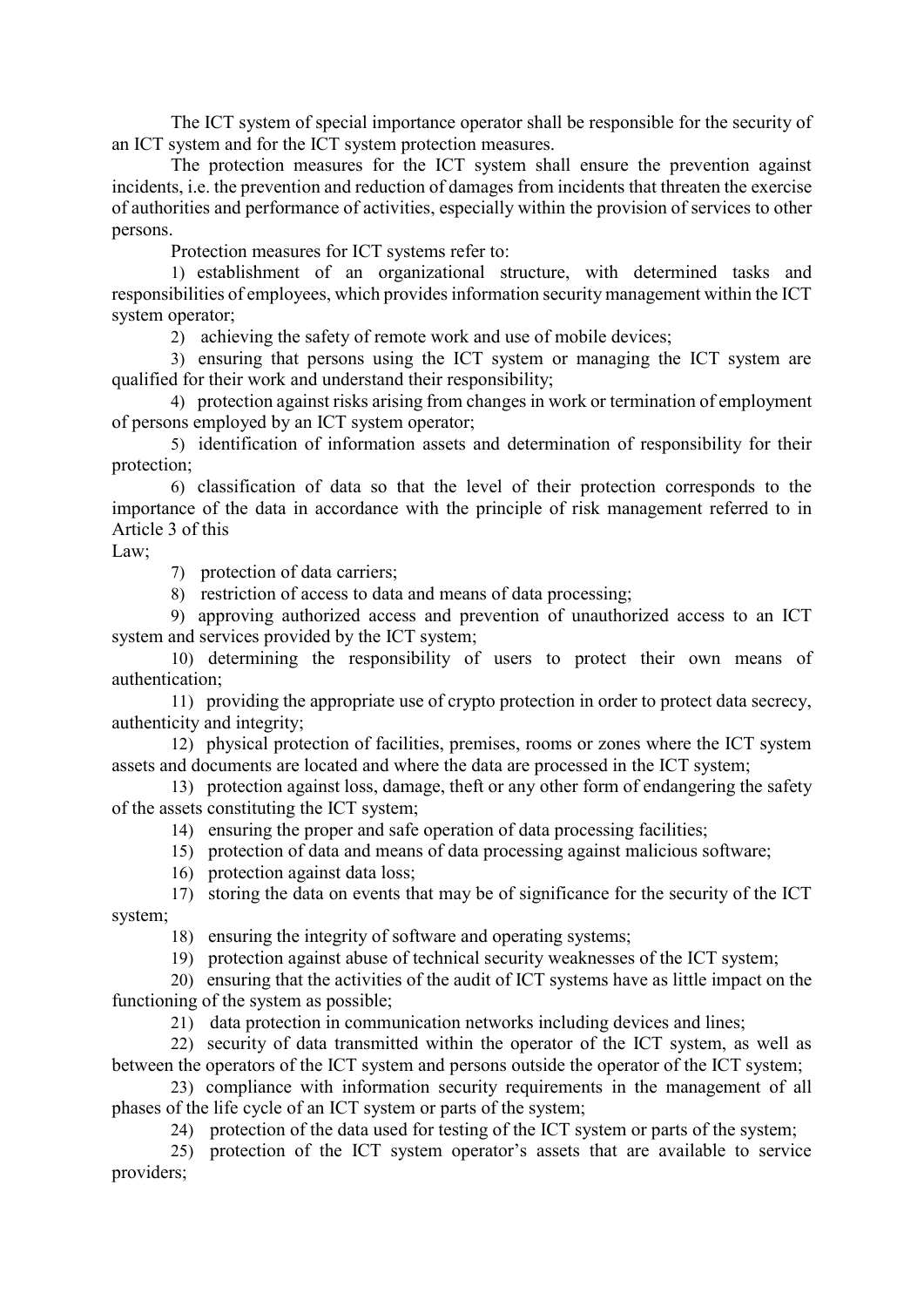The ICT system of special importance operator shall be responsible for the security of an ICT system and for the ICT system protection measures.

The protection measures for the ICT system shall ensure the prevention against incidents, i.e. the prevention and reduction of damages from incidents that threaten the exercise of authorities and performance of activities, especially within the provision of services to other persons.

Protection measures for ICT systems refer to:

1) establishment of an organizational structure, with determined tasks and responsibilities of employees, which provides information security management within the ICT system operator;

2) achieving the safety of remote work and use of mobile devices;

3) ensuring that persons using the ICT system or managing the ICT system are qualified for their work and understand their responsibility;

4) protection against risks arising from changes in work or termination of employment of persons employed by an ICT system operator;

5) identification of information assets and determination of responsibility for their protection;

6) classification of data so that the level of their protection corresponds to the importance of the data in accordance with the principle of risk management referred to in Article 3 of this Law;

7) protection of data carriers;

8) restriction of access to data and means of data processing;

9) approving authorized access and prevention of unauthorized access to an ICT system and services provided by the ICT system;

10) determining the responsibility of users to protect their own means of authentication;

11) providing the appropriate use of crypto protection in order to protect data secrecy, authenticity and integrity;

12) physical protection of facilities, premises, rooms or zones where the ICT system assets and documents are located and where the data are processed in the ICT system;

13) protection against loss, damage, theft or any other form of endangering the safety of the assets constituting the ICT system;

14) ensuring the proper and safe operation of data processing facilities;

15) protection of data and means of data processing against malicious software;

16) protection against data loss;

17) storing the data on events that may be of significance for the security of the ICT system;

18) ensuring the integrity of software and operating systems;

19) protection against abuse of technical security weaknesses of the ICT system;

20) ensuring that the activities of the audit of ICT systems have as little impact on the functioning of the system as possible;

21) data protection in communication networks including devices and lines;

22) security of data transmitted within the operator of the ICT system, as well as between the operators of the ICT system and persons outside the operator of the ICT system;

23) compliance with information security requirements in the management of all phases of the life cycle of an ICT system or parts of the system;

24) protection of the data used for testing of the ICT system or parts of the system;

25) protection of the ICT system operator's assets that are available to service providers;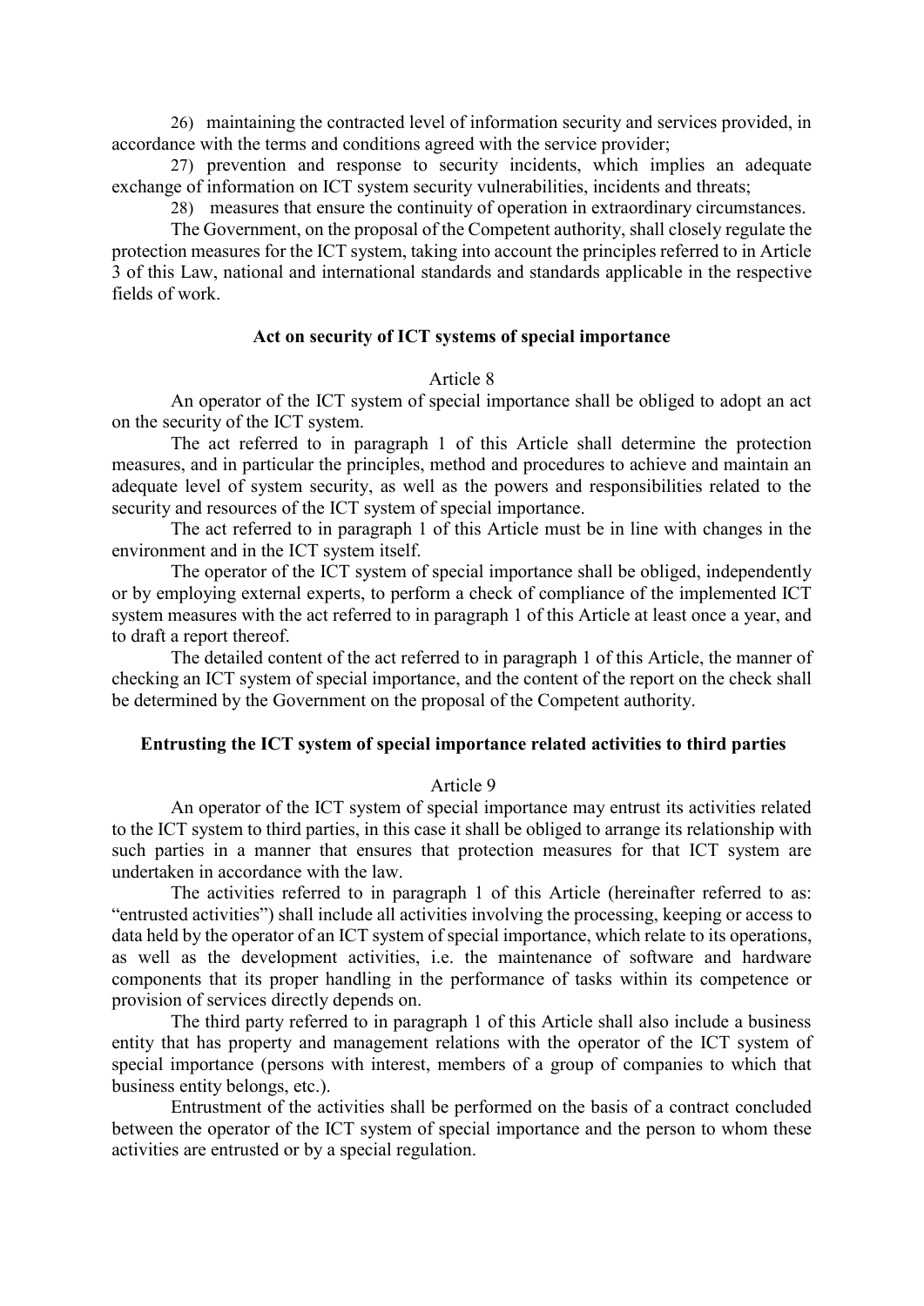26) maintaining the contracted level of information security and services provided, in accordance with the terms and conditions agreed with the service provider;

27) prevention and response to security incidents, which implies an adequate exchange of information on ICT system security vulnerabilities, incidents and threats;

28) measures that ensure the continuity of operation in extraordinary circumstances.

The Government, on the proposal of the Competent authority, shall closely regulate the protection measures for the ICT system, taking into account the principles referred to in Article 3 of this Law, national and international standards and standards applicable in the respective fields of work.

**Act on security of ICT systems of special importance**

Article 8

An operator of the ICT system of special importance shall be obliged to adopt an act on the security of the ICT system.

The act referred to in paragraph 1 of this Article shall determine the protection measures, and in particular the principles, method and procedures to achieve and maintain an adequate level of system security, as well as the powers and responsibilities related to the security and resources of the ICT system of special importance.

The act referred to in paragraph 1 of this Article must be in line with changes in the environment and in the ICT system itself.

The operator of the ICT system of special importance shall be obliged, independently or by employing external experts, to perform a check of compliance of the implemented ICT system measures with the act referred to in paragraph 1 of this Article at least once a year, and to draft a report thereof.

The detailed content of the act referred to in paragraph 1 of this Article, the manner of checking an ICT system of special importance, and the content of the report on the check shall be determined by the Government on the proposal of the Competent authority.

**Entrusting the ICT system of special importance related activities to third parties**

Article 9

An operator of the ICT system of special importance may entrust its activities related to the ICT system to third parties, in this case it shall be obliged to arrange its relationship with such parties in a manner that ensures that protection measures for that ICT system are undertaken in accordance with the law.

The activities referred to in paragraph 1 of this Article (hereinafter referred to as: "entrusted activities") shall include all activities involving the processing, keeping or access to data held by the operator of an ICT system of special importance, which relate to its operations, as well as the development activities, i.e. the maintenance of software and hardware components that its proper handling in the performance of tasks within its competence or provision of services directly depends on.

The third party referred to in paragraph 1 of this Article shall also include a business entity that has property and management relations with the operator of the ICT system of special importance (persons with interest, members of a group of companies to which that business entity belongs, etc.).

Entrustment of the activities shall be performed on the basis of a contract concluded between the operator of the ICT system of special importance and the person to whom these activities are entrusted or by a special regulation.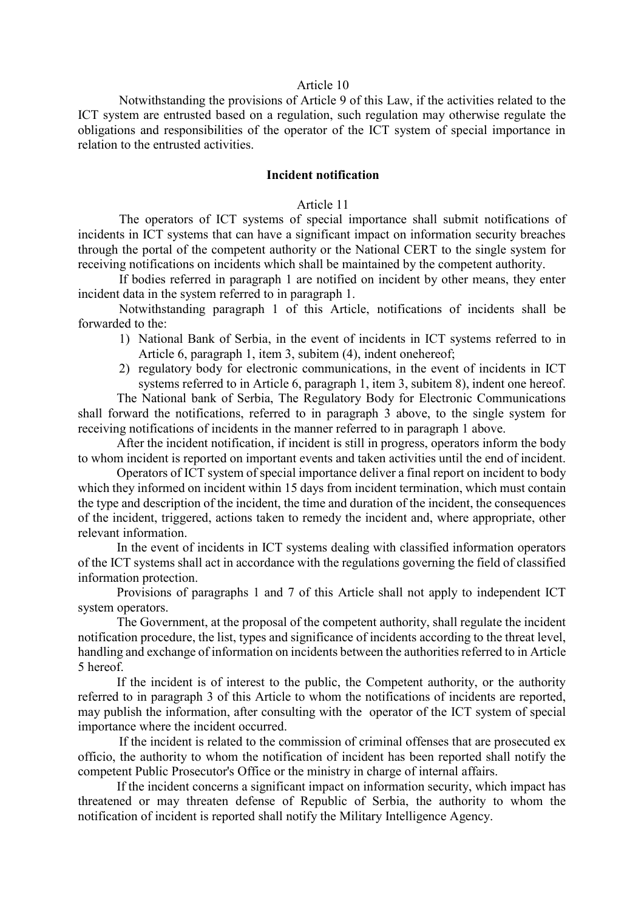Article 10

Notwithstanding the provisions of Article 9 of this Law, if the activities related to the ICT system are entrusted based on a regulation, such regulation may otherwise regulate the obligations and responsibilities of the operator of the ICT system of special importance in relation to the entrusted activities.

**Incident notification**

Article 11

The operators of ICT systems of special importance shall submit notifications of incidents in ICT systems that can have a significant impact on information security breaches through the portal of the competent authority or the National CERT to the single system for receiving notifications on incidents which shall be maintained by the competent authority.

If bodies referred in paragraph 1 are notified on incident by other means, they enter incident data in the system referred to in paragraph 1.

Notwithstanding paragraph 1 of this Article, notifications of incidents shall be forwarded to the:

1) National Bank of Serbia, in the event of incidents in ICT systems referred to in Article 6, paragraph 1, item 3, subitem (4), indent onehereof;
2) regulatory body for electronic communications, in the event of incidents in ICT systems referred to in Article 6, paragraph 1, item 3, subitem 8), indent one hereof.

The National bank of Serbia, The Regulatory Body for Electronic Communications shall forward the notifications, referred to in paragraph 3 above, to the single system for receiving notifications of incidents in the manner referred to in paragraph 1 above.

After the incident notification, if incident is still in progress, operators inform the body to whom incident is reported on important events and taken activities until the end of incident.

Operators of ICT system of special importance deliver a final report on incident to body which they informed on incident within 15 days from incident termination, which must contain the type and description of the incident, the time and duration of the incident, the consequences of the incident, triggered, actions taken to remedy the incident and, where appropriate, other relevant information.

In the event of incidents in ICT systems dealing with classified information operators of the ICT systems shall act in accordance with the regulations governing the field of classified information protection.

Provisions of paragraphs 1 and 7 of this Article shall not apply to independent ICT system operators.

The Government, at the proposal of the competent authority, shall regulate the incident notification procedure, the list, types and significance of incidents according to the threat level, handling and exchange of information on incidents between the authorities referred to in Article 5 hereof.

If the incident is of interest to the public, the Competent authority, or the authority referred to in paragraph 3 of this Article to whom the notifications of incidents are reported, may publish the information, after consulting with the operator of the ICT system of special importance where the incident occurred.

If the incident is related to the commission of criminal offenses that are prosecuted ex officio, the authority to whom the notification of incident has been reported shall notify the competent Public Prosecutor's Office or the ministry in charge of internal affairs.

If the incident concerns a significant impact on information security, which impact has threatened or may threaten defense of Republic of Serbia, the authority to whom the notification of incident is reported shall notify the Military Intelligence Agency.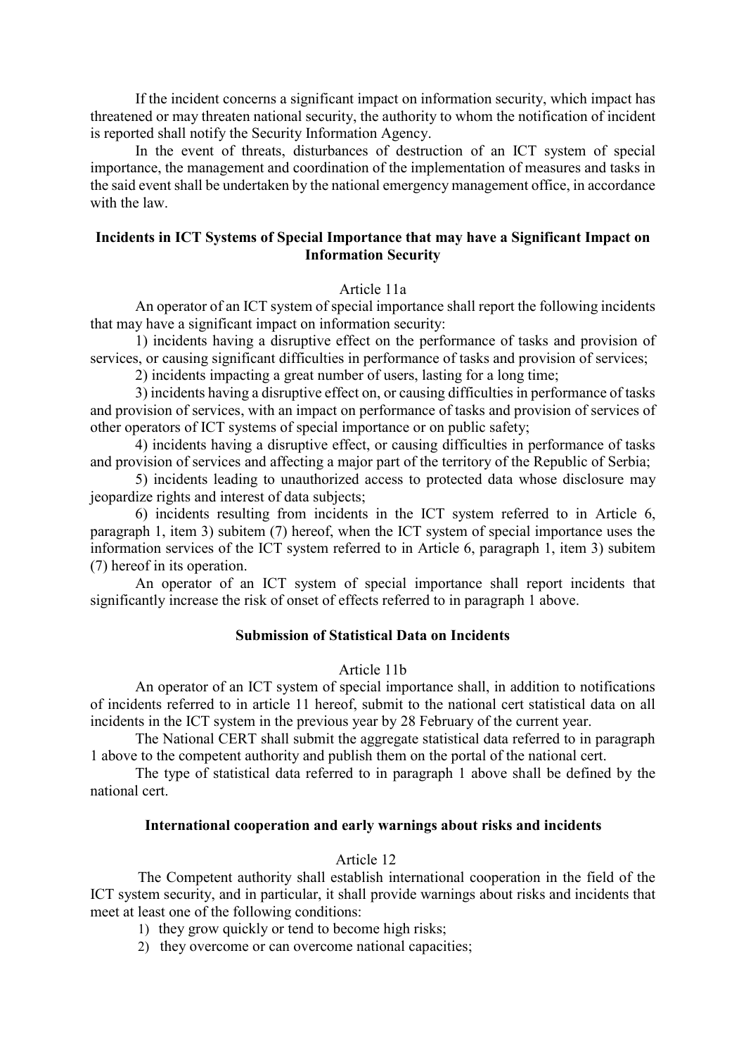If the incident concerns a significant impact on information security, which impact has threatened or may threaten national security, the authority to whom the notification of incident is reported shall notify the Security Information Agency.

In the event of threats, disturbances of destruction of an ICT system of special importance, the management and coordination of the implementation of measures and tasks in the said event shall be undertaken by the national emergency management office, in accordance with the law.

### Incidents in ICT Systems of Special Importance that may have a Significant Impact on Information Security

Article 11a

An operator of an ICT system of special importance shall report the following incidents that may have a significant impact on information security:

1) incidents having a disruptive effect on the performance of tasks and provision of services, or causing significant difficulties in performance of tasks and provision of services;

2) incidents impacting a great number of users, lasting for a long time;

3) incidents having a disruptive effect on, or causing difficulties in performance of tasks and provision of services, with an impact on performance of tasks and provision of services of other operators of ICT systems of special importance or on public safety;

4) incidents having a disruptive effect, or causing difficulties in performance of tasks and provision of services and affecting a major part of the territory of the Republic of Serbia;

5) incidents leading to unauthorized access to protected data whose disclosure may jeopardize rights and interest of data subjects;

6) incidents resulting from incidents in the ICT system referred to in Article 6, paragraph 1, item 3) subitem (7) hereof, when the ICT system of special importance uses the information services of the ICT system referred to in Article 6, paragraph 1, item 3) subitem (7) hereof in its operation.

An operator of an ICT system of special importance shall report incidents that significantly increase the risk of onset of effects referred to in paragraph 1 above.

### Submission of Statistical Data on Incidents

Article 11b

An operator of an ICT system of special importance shall, in addition to notifications of incidents referred to in article 11 hereof, submit to the national cert statistical data on all incidents in the ICT system in the previous year by 28 February of the current year.

The National CERT shall submit the aggregate statistical data referred to in paragraph 1 above to the competent authority and publish them on the portal of the national cert.

The type of statistical data referred to in paragraph 1 above shall be defined by the national cert.

### International cooperation and early warnings about risks and incidents

Article 12

The Competent authority shall establish international cooperation in the field of the ICT system security, and in particular, it shall provide warnings about risks and incidents that meet at least one of the following conditions:

1) they grow quickly or tend to become high risks;
2) they overcome or can overcome national capacities;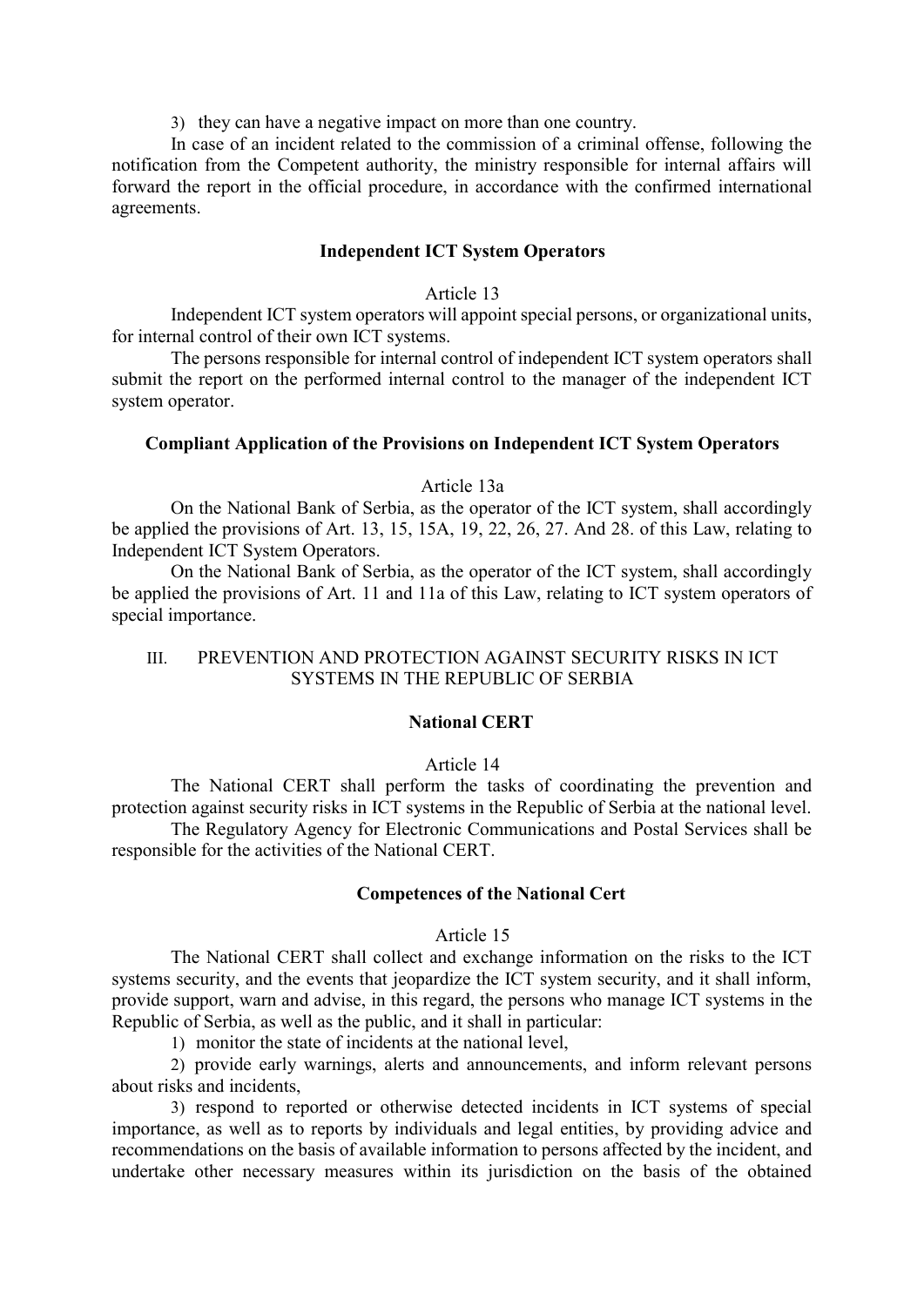3) they can have a negative impact on more than one country.

In case of an incident related to the commission of a criminal offense, following the notification from the Competent authority, the ministry responsible for internal affairs will forward the report in the official procedure, in accordance with the confirmed international agreements.

**Independent ICT System Operators**

Article 13

Independent ICT system operators will appoint special persons, or organizational units, for internal control of their own ICT systems.

The persons responsible for internal control of independent ICT system operators shall submit the report on the performed internal control to the manager of the independent ICT system operator.

**Compliant Application of the Provisions on Independent ICT System Operators**

Article 13a

On the National Bank of Serbia, as the operator of the ICT system, shall accordingly be applied the provisions of Art. 13, 15, 15A, 19, 22, 26, 27. And 28. of this Law, relating to Independent ICT System Operators.

On the National Bank of Serbia, as the operator of the ICT system, shall accordingly be applied the provisions of Art. 11 and 11a of this Law, relating to ICT system operators of special importance.

## III. PREVENTION AND PROTECTION AGAINST SECURITY RISKS IN ICT SYSTEMS IN THE REPUBLIC OF SERBIA

**National CERT**

Article 14

The National CERT shall perform the tasks of coordinating the prevention and protection against security risks in ICT systems in the Republic of Serbia at the national level.

The Regulatory Agency for Electronic Communications and Postal Services shall be responsible for the activities of the National CERT.

**Competences of the National Cert**

Article 15

The National CERT shall collect and exchange information on the risks to the ICT systems security, and the events that jeopardize the ICT system security, and it shall inform, provide support, warn and advise, in this regard, the persons who manage ICT systems in the Republic of Serbia, as well as the public, and it shall in particular:

1) monitor the state of incidents at the national level,

2) provide early warnings, alerts and announcements, and inform relevant persons about risks and incidents,

3) respond to reported or otherwise detected incidents in ICT systems of special importance, as well as to reports by individuals and legal entities, by providing advice and recommendations on the basis of available information to persons affected by the incident, and undertake other necessary measures within its jurisdiction on the basis of the obtained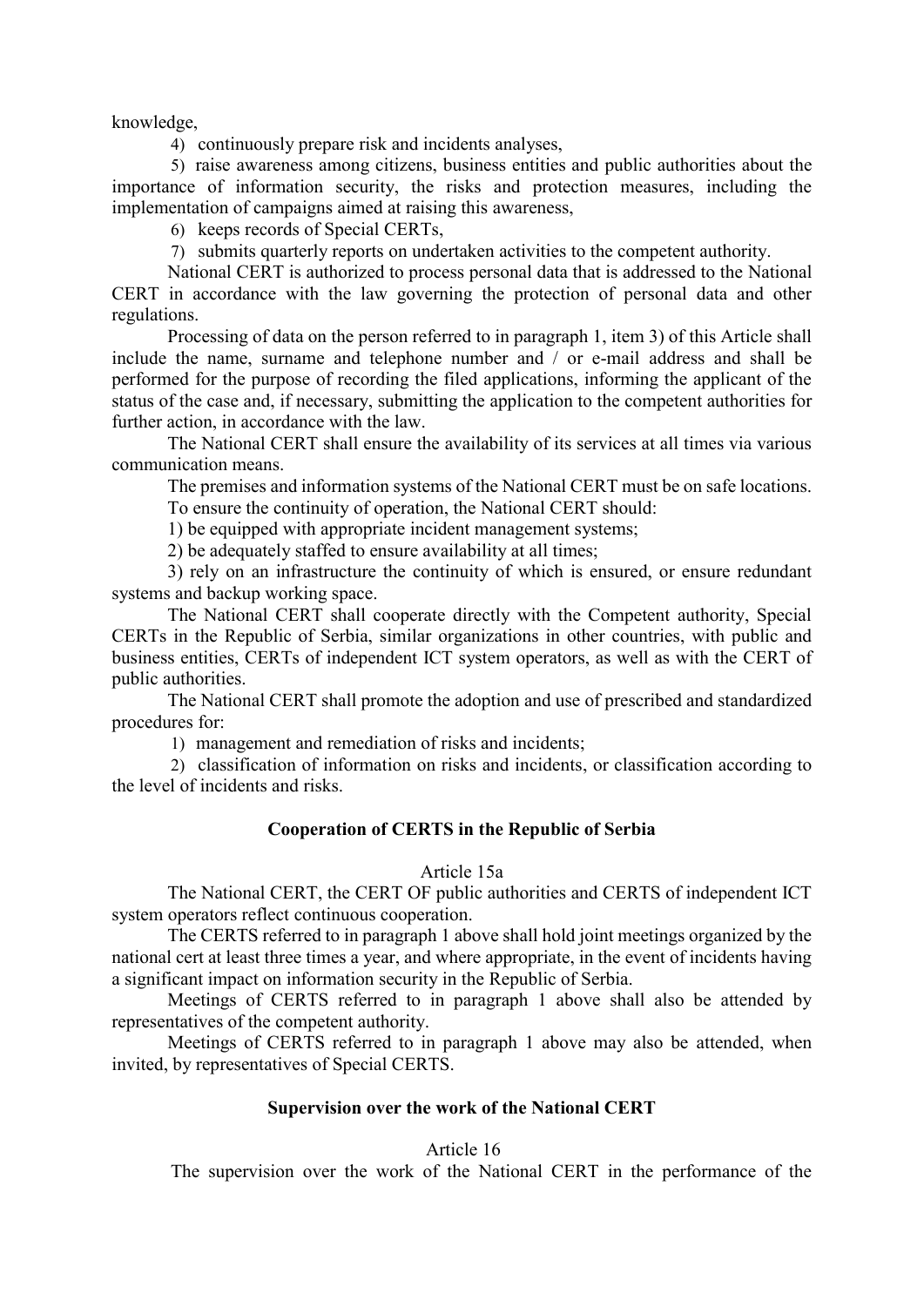knowledge,

4) continuously prepare risk and incidents analyses,

5) raise awareness among citizens, business entities and public authorities about the importance of information security, the risks and protection measures, including the implementation of campaigns aimed at raising this awareness,

6) keeps records of Special CERTs,

7) submits quarterly reports on undertaken activities to the competent authority.

National CERT is authorized to process personal data that is addressed to the National CERT in accordance with the law governing the protection of personal data and other regulations.

Processing of data on the person referred to in paragraph 1, item 3) of this Article shall include the name, surname and telephone number and / or e-mail address and shall be performed for the purpose of recording the filed applications, informing the applicant of the status of the case and, if necessary, submitting the application to the competent authorities for further action, in accordance with the law.

The National CERT shall ensure the availability of its services at all times via various communication means.

The premises and information systems of the National CERT must be on safe locations.

To ensure the continuity of operation, the National CERT should:

1) be equipped with appropriate incident management systems;

2) be adequately staffed to ensure availability at all times;

3) rely on an infrastructure the continuity of which is ensured, or ensure redundant systems and backup working space.

The National CERT shall cooperate directly with the Competent authority, Special CERTs in the Republic of Serbia, similar organizations in other countries, with public and business entities, CERTs of independent ICT system operators, as well as with the CERT of public authorities.

The National CERT shall promote the adoption and use of prescribed and standardized procedures for:

1) management and remediation of risks and incidents;

2) classification of information on risks and incidents, or classification according to the level of incidents and risks.

### Cooperation of CERTS in the Republic of Serbia

Article 15a

The National CERT, the CERT OF public authorities and CERTS of independent ICT system operators reflect continuous cooperation.

The CERTS referred to in paragraph 1 above shall hold joint meetings organized by the national cert at least three times a year, and where appropriate, in the event of incidents having a significant impact on information security in the Republic of Serbia.

Meetings of CERTS referred to in paragraph 1 above shall also be attended by representatives of the competent authority.

Meetings of CERTS referred to in paragraph 1 above may also be attended, when invited, by representatives of Special CERTS.

### Supervision over the work of the National CERT

Article 16

The supervision over the work of the National CERT in the performance of the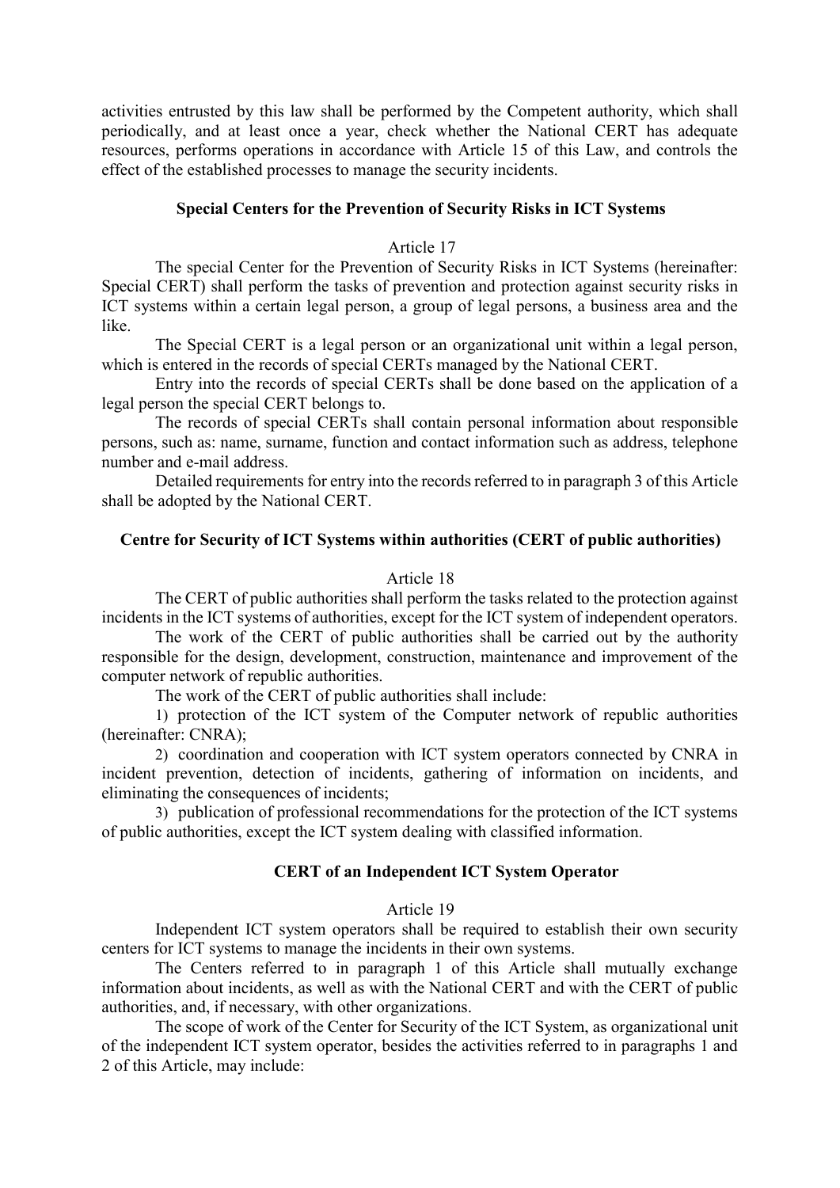activities entrusted by this law shall be performed by the Competent authority, which shall periodically, and at least once a year, check whether the National CERT has adequate resources, performs operations in accordance with Article 15 of this Law, and controls the effect of the established processes to manage the security incidents.

**Special Centers for the Prevention of Security Risks in ICT Systems**

Article 17

The special Center for the Prevention of Security Risks in ICT Systems (hereinafter: Special CERT) shall perform the tasks of prevention and protection against security risks in ICT systems within a certain legal person, a group of legal persons, a business area and the like.

The Special CERT is a legal person or an organizational unit within a legal person, which is entered in the records of special CERTs managed by the National CERT.

Entry into the records of special CERTs shall be done based on the application of a legal person the special CERT belongs to.

The records of special CERTs shall contain personal information about responsible persons, such as: name, surname, function and contact information such as address, telephone number and e-mail address.

Detailed requirements for entry into the records referred to in paragraph 3 of this Article shall be adopted by the National CERT.

**Centre for Security of ICT Systems within authorities (CERT of public authorities)**

Article 18

The CERT of public authorities shall perform the tasks related to the protection against incidents in the ICT systems of authorities, except for the ICT system of independent operators.

The work of the CERT of public authorities shall be carried out by the authority responsible for the design, development, construction, maintenance and improvement of the computer network of republic authorities.

The work of the CERT of public authorities shall include:

1) protection of the ICT system of the Computer network of republic authorities (hereinafter: CNRA);

2) coordination and cooperation with ICT system operators connected by CNRA in incident prevention, detection of incidents, gathering of information on incidents, and eliminating the consequences of incidents;

3) publication of professional recommendations for the protection of the ICT systems of public authorities, except the ICT system dealing with classified information.

**CERT of an Independent ICT System Operator**

Article 19

Independent ICT system operators shall be required to establish their own security centers for ICT systems to manage the incidents in their own systems.

The Centers referred to in paragraph 1 of this Article shall mutually exchange information about incidents, as well as with the National CERT and with the CERT of public authorities, and, if necessary, with other organizations.

The scope of work of the Center for Security of the ICT System, as organizational unit of the independent ICT system operator, besides the activities referred to in paragraphs 1 and 2 of this Article, may include: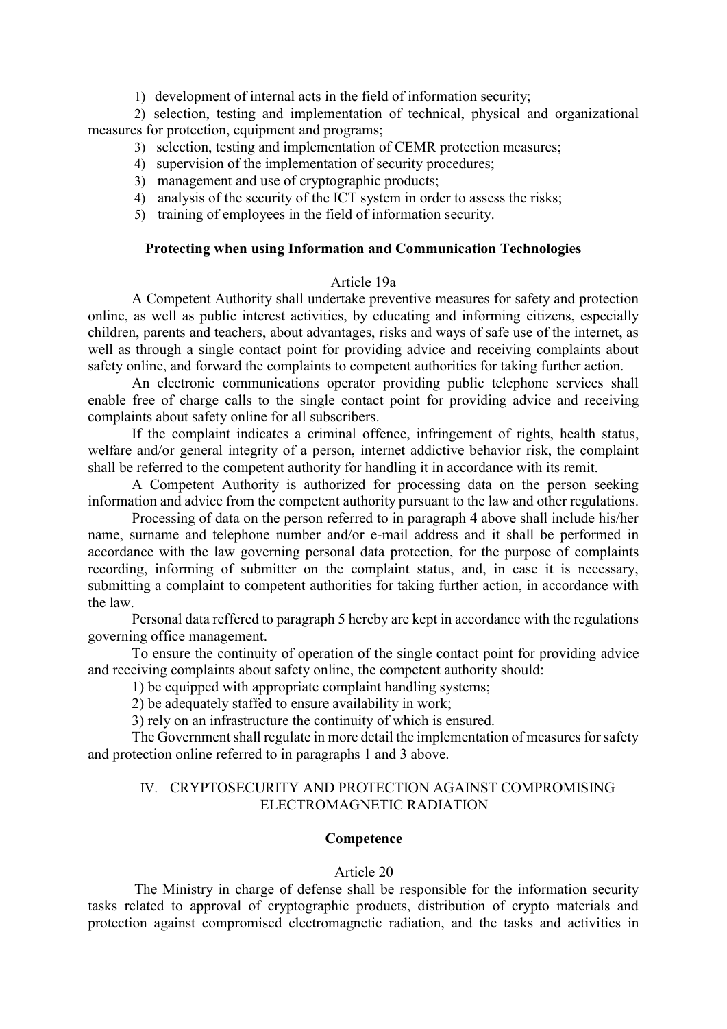1) development of internal acts in the field of information security;

2) selection, testing and implementation of technical, physical and organizational measures for protection, equipment and programs;

3) selection, testing and implementation of CEMR protection measures;

4) supervision of the implementation of security procedures;

3) management and use of cryptographic products;

4) analysis of the security of the ICT system in order to assess the risks;

5) training of employees in the field of information security.

### Protecting when using Information and Communication Technologies

Article 19a

A Competent Authority shall undertake preventive measures for safety and protection online, as well as public interest activities, by educating and informing citizens, especially children, parents and teachers, about advantages, risks and ways of safe use of the internet, as well as through a single contact point for providing advice and receiving complaints about safety online, and forward the complaints to competent authorities for taking further action.

An electronic communications operator providing public telephone services shall enable free of charge calls to the single contact point for providing advice and receiving complaints about safety online for all subscribers.

If the complaint indicates a criminal offence, infringement of rights, health status, welfare and/or general integrity of a person, internet addictive behavior risk, the complaint shall be referred to the competent authority for handling it in accordance with its remit.

A Competent Authority is authorized for processing data on the person seeking information and advice from the competent authority pursuant to the law and other regulations.

Processing of data on the person referred to in paragraph 4 above shall include his/her name, surname and telephone number and/or e-mail address and it shall be performed in accordance with the law governing personal data protection, for the purpose of complaints recording, informing of submitter on the complaint status, and, in case it is necessary, submitting a complaint to competent authorities for taking further action, in accordance with the law.

Personal data reffered to paragraph 5 hereby are kept in accordance with the regulations governing office management.

To ensure the continuity of operation of the single contact point for providing advice and receiving complaints about safety online, the competent authority should:

1) be equipped with appropriate complaint handling systems;

2) be adequately staffed to ensure availability in work;

3) rely on an infrastructure the continuity of which is ensured.

The Government shall regulate in more detail the implementation of measures for safety and protection online referred to in paragraphs 1 and 3 above.

## IV. CRYPTOSECURITY AND PROTECTION AGAINST COMPROMISING ELECTROMAGNETIC RADIATION

### Competence

Article 20

The Ministry in charge of defense shall be responsible for the information security tasks related to approval of cryptographic products, distribution of crypto materials and protection against compromised electromagnetic radiation, and the tasks and activities in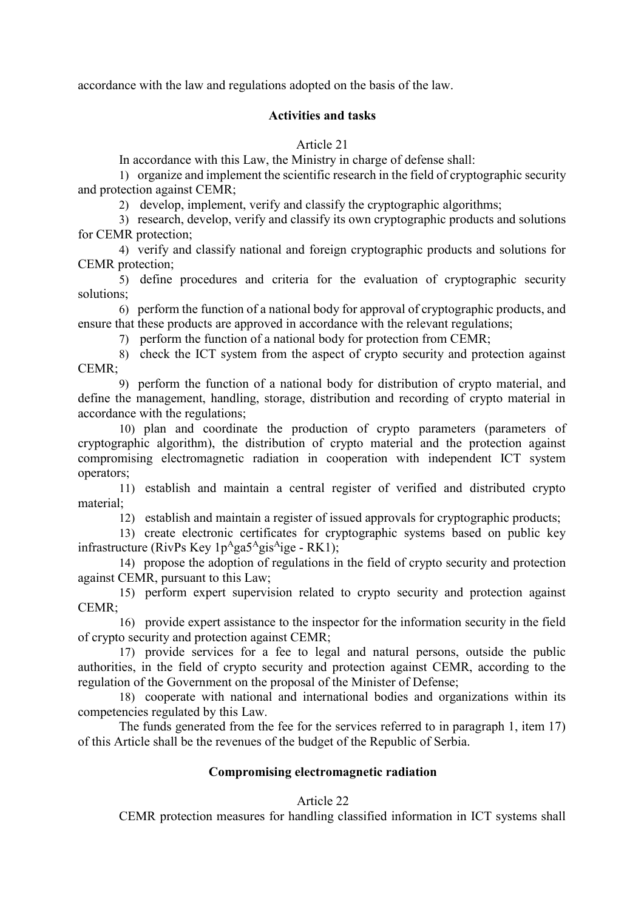accordance with the law and regulations adopted on the basis of the law.

### Activities and tasks

Article 21

In accordance with this Law, the Ministry in charge of defense shall:

1) organize and implement the scientific research in the field of cryptographic security and protection against CEMR;

2) develop, implement, verify and classify the cryptographic algorithms;

3) research, develop, verify and classify its own cryptographic products and solutions for CEMR protection;

4) verify and classify national and foreign cryptographic products and solutions for CEMR protection;

5) define procedures and criteria for the evaluation of cryptographic security solutions;

6) perform the function of a national body for approval of cryptographic products, and ensure that these products are approved in accordance with the relevant regulations;

7) perform the function of a national body for protection from CEMR;

8) check the ICT system from the aspect of crypto security and protection against CEMR;

9) perform the function of a national body for distribution of crypto material, and define the management, handling, storage, distribution and recording of crypto material in accordance with the regulations;

10) plan and coordinate the production of crypto parameters (parameters of cryptographic algorithm), the distribution of crypto material and the protection against compromising electromagnetic radiation in cooperation with independent ICT system operators;

11) establish and maintain a central register of verified and distributed crypto material;

12) establish and maintain a register of issued approvals for cryptographic products;

13) create electronic certificates for cryptographic systems based on public key infrastructure (RivPs Key 1p$^{A}$ga5$^{A}$gis$^{A}$ige - RK1);

14) propose the adoption of regulations in the field of crypto security and protection against CEMR, pursuant to this Law;

15) perform expert supervision related to crypto security and protection against CEMR;

16) provide expert assistance to the inspector for the information security in the field of crypto security and protection against CEMR;

17) provide services for a fee to legal and natural persons, outside the public authorities, in the field of crypto security and protection against CEMR, according to the regulation of the Government on the proposal of the Minister of Defense;

18) cooperate with national and international bodies and organizations within its competencies regulated by this Law.

The funds generated from the fee for the services referred to in paragraph 1, item 17) of this Article shall be the revenues of the budget of the Republic of Serbia.

### Compromising electromagnetic radiation

Article 22

CEMR protection measures for handling classified information in ICT systems shall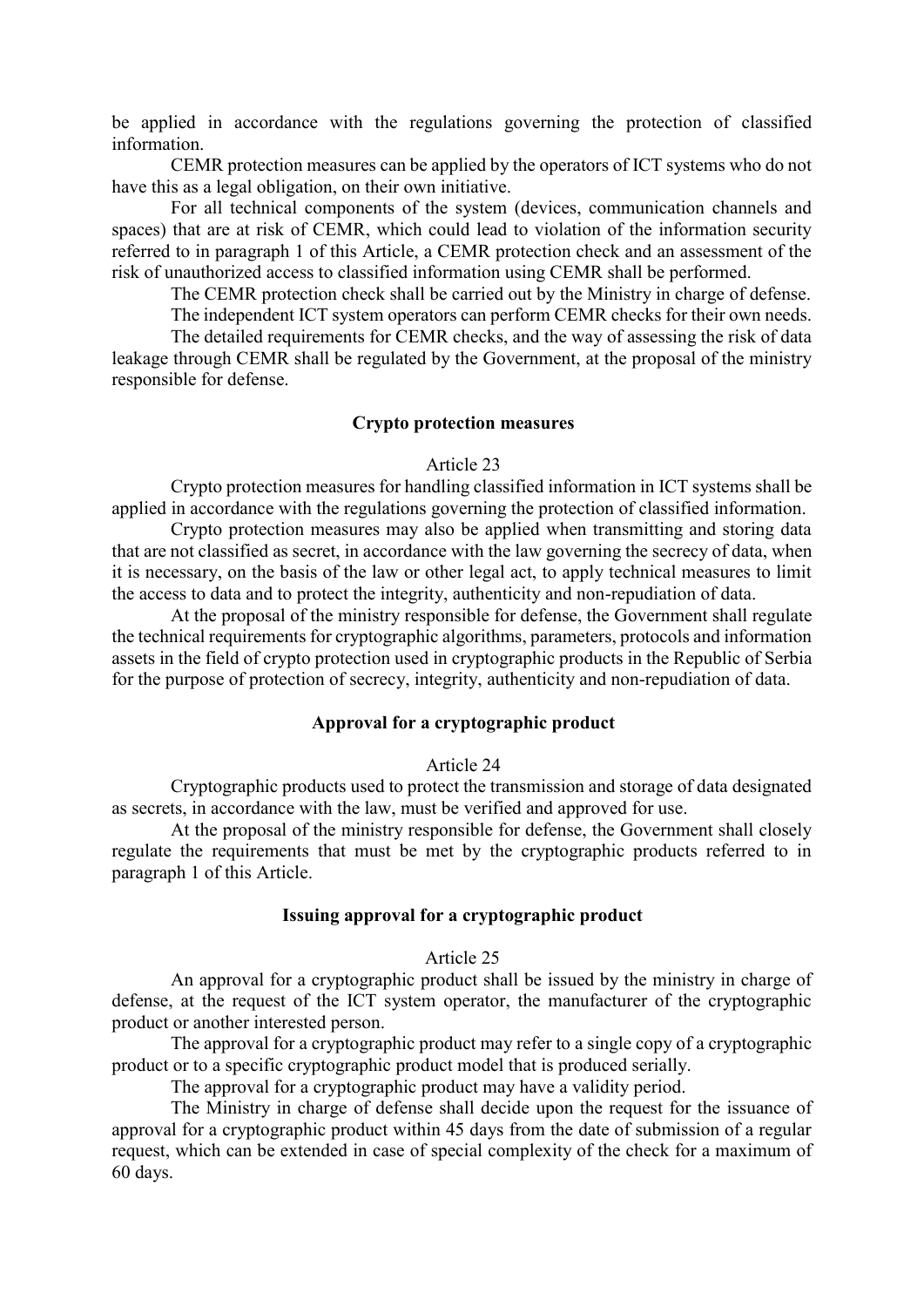be applied in accordance with the regulations governing the protection of classified information.

CEMR protection measures can be applied by the operators of ICT systems who do not have this as a legal obligation, on their own initiative.

For all technical components of the system (devices, communication channels and spaces) that are at risk of CEMR, which could lead to violation of the information security referred to in paragraph 1 of this Article, a CEMR protection check and an assessment of the risk of unauthorized access to classified information using CEMR shall be performed.

The CEMR protection check shall be carried out by the Ministry in charge of defense.

The independent ICT system operators can perform CEMR checks for their own needs.

The detailed requirements for CEMR checks, and the way of assessing the risk of data leakage through CEMR shall be regulated by the Government, at the proposal of the ministry responsible for defense.

**Crypto protection measures**

Article 23

Crypto protection measures for handling classified information in ICT systems shall be applied in accordance with the regulations governing the protection of classified information.

Crypto protection measures may also be applied when transmitting and storing data that are not classified as secret, in accordance with the law governing the secrecy of data, when it is necessary, on the basis of the law or other legal act, to apply technical measures to limit the access to data and to protect the integrity, authenticity and non-repudiation of data.

At the proposal of the ministry responsible for defense, the Government shall regulate the technical requirements for cryptographic algorithms, parameters, protocols and information assets in the field of crypto protection used in cryptographic products in the Republic of Serbia for the purpose of protection of secrecy, integrity, authenticity and non-repudiation of data.

**Approval for a cryptographic product**

Article 24

Cryptographic products used to protect the transmission and storage of data designated as secrets, in accordance with the law, must be verified and approved for use.

At the proposal of the ministry responsible for defense, the Government shall closely regulate the requirements that must be met by the cryptographic products referred to in paragraph 1 of this Article.

**Issuing approval for a cryptographic product**

Article 25

An approval for a cryptographic product shall be issued by the ministry in charge of defense, at the request of the ICT system operator, the manufacturer of the cryptographic product or another interested person.

The approval for a cryptographic product may refer to a single copy of a cryptographic product or to a specific cryptographic product model that is produced serially.

The approval for a cryptographic product may have a validity period.

The Ministry in charge of defense shall decide upon the request for the issuance of approval for a cryptographic product within 45 days from the date of submission of a regular request, which can be extended in case of special complexity of the check for a maximum of 60 days.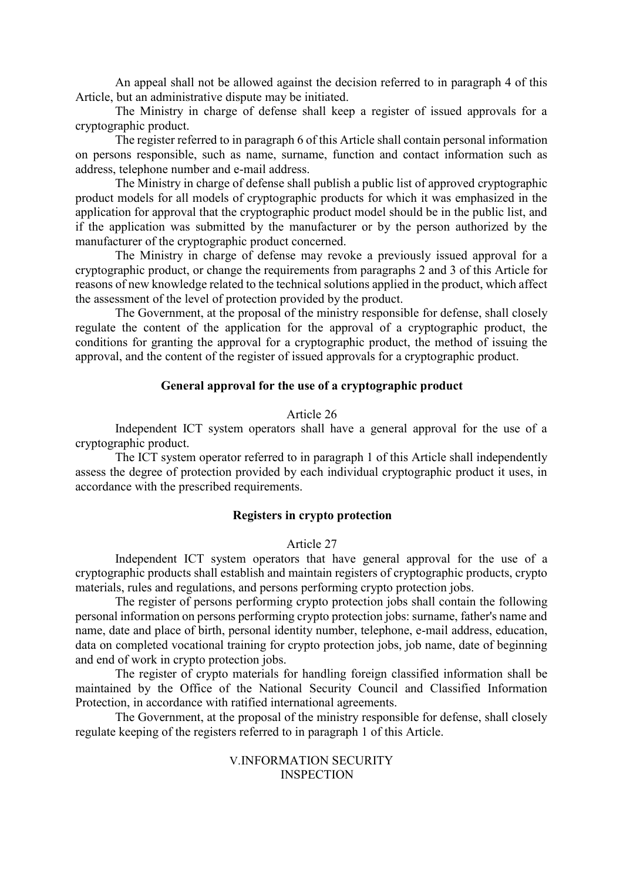An appeal shall not be allowed against the decision referred to in paragraph 4 of this Article, but an administrative dispute may be initiated.

The Ministry in charge of defense shall keep a register of issued approvals for a cryptographic product.

The register referred to in paragraph 6 of this Article shall contain personal information on persons responsible, such as name, surname, function and contact information such as address, telephone number and e-mail address.

The Ministry in charge of defense shall publish a public list of approved cryptographic product models for all models of cryptographic products for which it was emphasized in the application for approval that the cryptographic product model should be in the public list, and if the application was submitted by the manufacturer or by the person authorized by the manufacturer of the cryptographic product concerned.

The Ministry in charge of defense may revoke a previously issued approval for a cryptographic product, or change the requirements from paragraphs 2 and 3 of this Article for reasons of new knowledge related to the technical solutions applied in the product, which affect the assessment of the level of protection provided by the product.

The Government, at the proposal of the ministry responsible for defense, shall closely regulate the content of the application for the approval of a cryptographic product, the conditions for granting the approval for a cryptographic product, the method of issuing the approval, and the content of the register of issued approvals for a cryptographic product.

### General approval for the use of a cryptographic product

Article 26

Independent ICT system operators shall have a general approval for the use of a cryptographic product.

The ICT system operator referred to in paragraph 1 of this Article shall independently assess the degree of protection provided by each individual cryptographic product it uses, in accordance with the prescribed requirements.

### Registers in crypto protection

Article 27

Independent ICT system operators that have general approval for the use of a cryptographic products shall establish and maintain registers of cryptographic products, crypto materials, rules and regulations, and persons performing crypto protection jobs.

The register of persons performing crypto protection jobs shall contain the following personal information on persons performing crypto protection jobs: surname, father's name and name, date and place of birth, personal identity number, telephone, e-mail address, education, data on completed vocational training for crypto protection jobs, job name, date of beginning and end of work in crypto protection jobs.

The register of crypto materials for handling foreign classified information shall be maintained by the Office of the National Security Council and Classified Information Protection, in accordance with ratified international agreements.

The Government, at the proposal of the ministry responsible for defense, shall closely regulate keeping of the registers referred to in paragraph 1 of this Article.

## V.INFORMATION SECURITY INSPECTION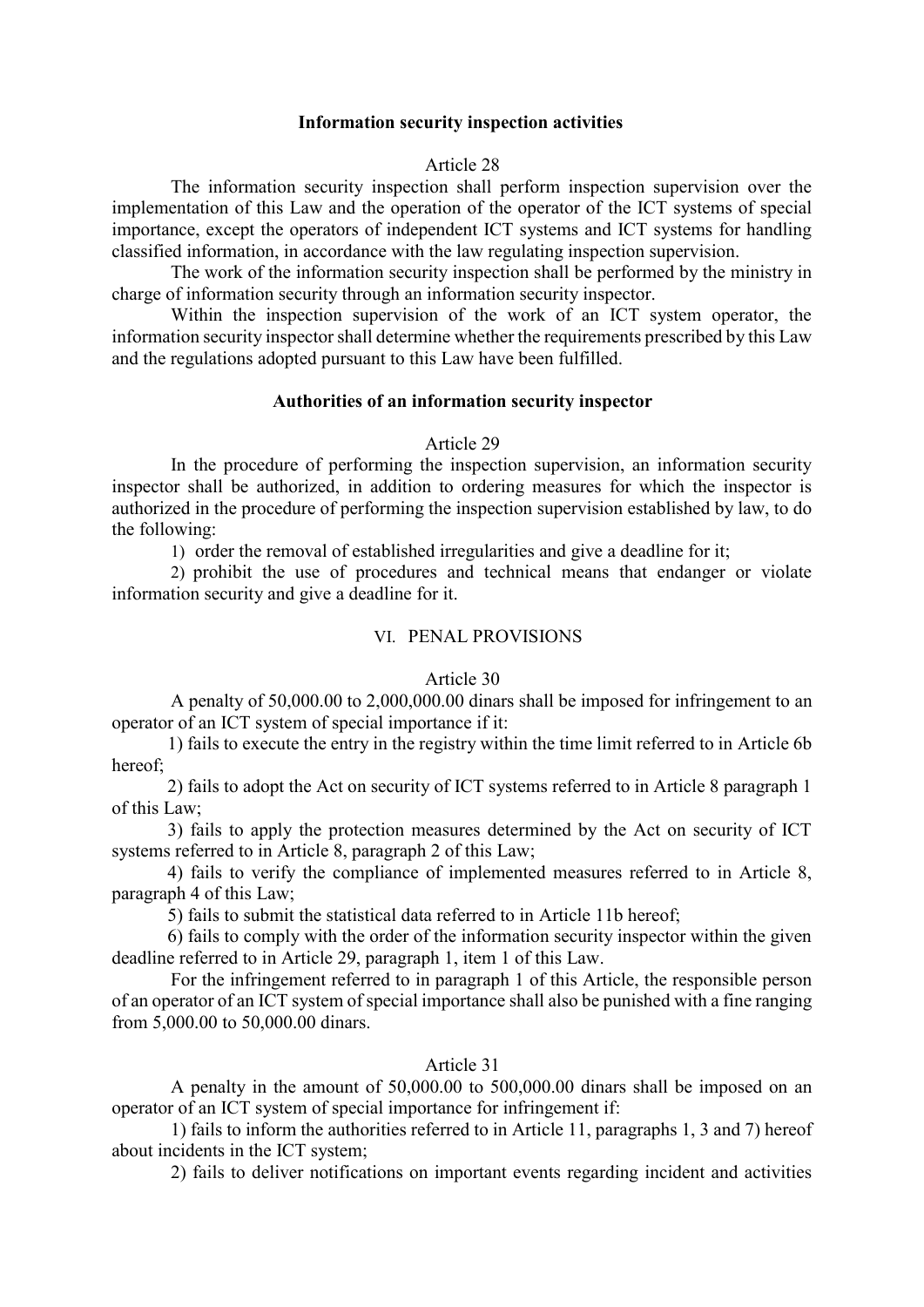### Information security inspection activities

Article 28

The information security inspection shall perform inspection supervision over the implementation of this Law and the operation of the operator of the ICT systems of special importance, except the operators of independent ICT systems and ICT systems for handling classified information, in accordance with the law regulating inspection supervision.

The work of the information security inspection shall be performed by the ministry in charge of information security through an information security inspector.

Within the inspection supervision of the work of an ICT system operator, the information security inspector shall determine whether the requirements prescribed by this Law and the regulations adopted pursuant to this Law have been fulfilled.

### Authorities of an information security inspector

Article 29

In the procedure of performing the inspection supervision, an information security inspector shall be authorized, in addition to ordering measures for which the inspector is authorized in the procedure of performing the inspection supervision established by law, to do the following:

1) order the removal of established irregularities and give a deadline for it;

2) prohibit the use of procedures and technical means that endanger or violate information security and give a deadline for it.

## VI. PENAL PROVISIONS

Article 30

A penalty of 50,000.00 to 2,000,000.00 dinars shall be imposed for infringement to an operator of an ICT system of special importance if it:

1) fails to execute the entry in the registry within the time limit referred to in Article 6b hereof;

2) fails to adopt the Act on security of ICT systems referred to in Article 8 paragraph 1 of this Law;

3) fails to apply the protection measures determined by the Act on security of ICT systems referred to in Article 8, paragraph 2 of this Law;

4) fails to verify the compliance of implemented measures referred to in Article 8, paragraph 4 of this Law;

5) fails to submit the statistical data referred to in Article 11b hereof;

6) fails to comply with the order of the information security inspector within the given deadline referred to in Article 29, paragraph 1, item 1 of this Law.

For the infringement referred to in paragraph 1 of this Article, the responsible person of an operator of an ICT system of special importance shall also be punished with a fine ranging from 5,000.00 to 50,000.00 dinars.

Article 31

A penalty in the amount of 50,000.00 to 500,000.00 dinars shall be imposed on an operator of an ICT system of special importance for infringement if:

1) fails to inform the authorities referred to in Article 11, paragraphs 1, 3 and 7) hereof about incidents in the ICT system;

2) fails to deliver notifications on important events regarding incident and activities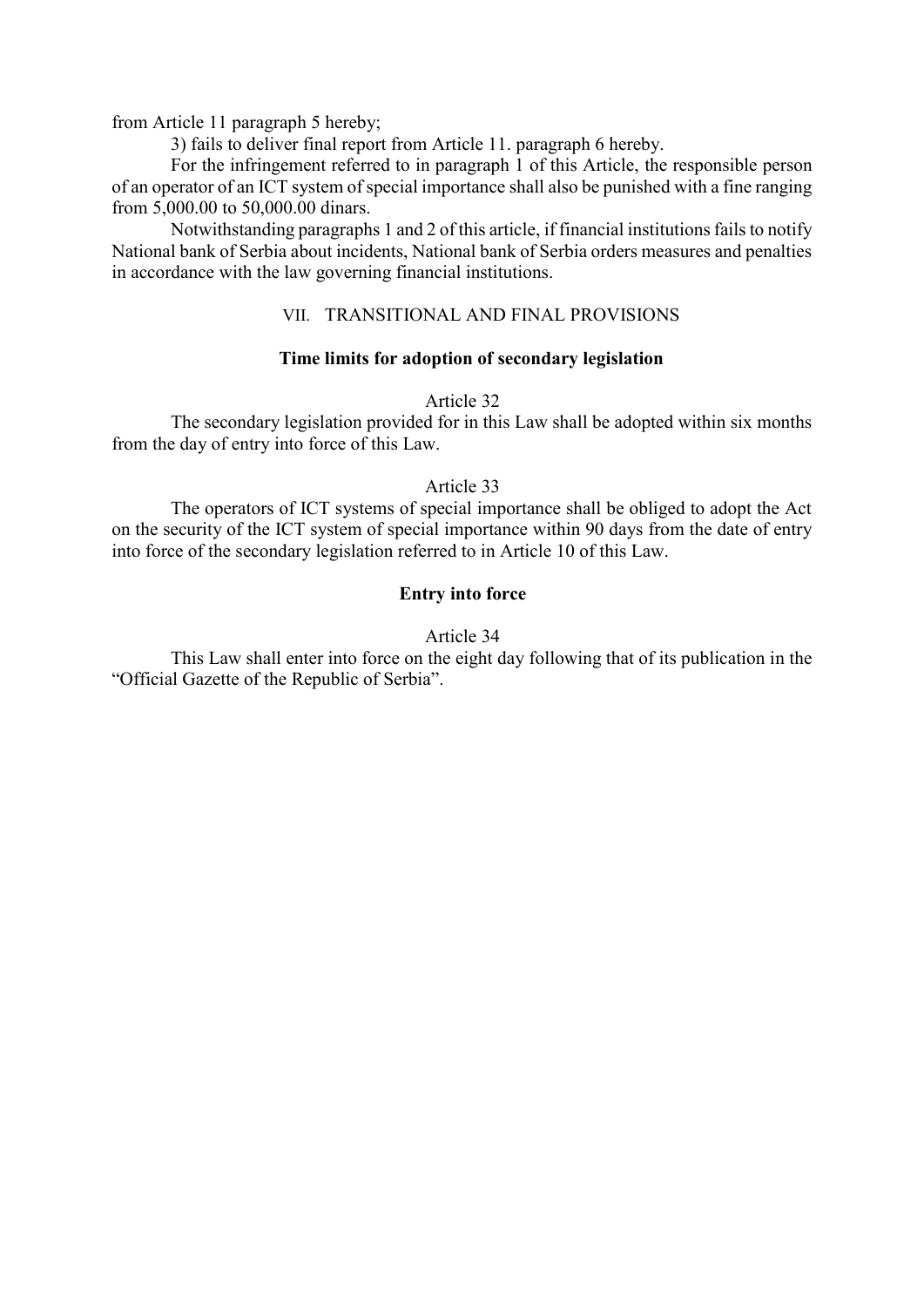from Article 11 paragraph 5 hereby;

3) fails to deliver final report from Article 11. paragraph 6 hereby.

For the infringement referred to in paragraph 1 of this Article, the responsible person of an operator of an ICT system of special importance shall also be punished with a fine ranging from 5,000.00 to 50,000.00 dinars.

Notwithstanding paragraphs 1 and 2 of this article, if financial institutions fails to notify National bank of Serbia about incidents, National bank of Serbia orders measures and penalties in accordance with the law governing financial institutions.

## VII. TRANSITIONAL AND FINAL PROVISIONS

### Time limits for adoption of secondary legislation

Article 32

The secondary legislation provided for in this Law shall be adopted within six months from the day of entry into force of this Law.

Article 33

The operators of ICT systems of special importance shall be obliged to adopt the Act on the security of the ICT system of special importance within 90 days from the date of entry into force of the secondary legislation referred to in Article 10 of this Law.

### Entry into force

Article 34

This Law shall enter into force on the eight day following that of its publication in the "Official Gazette of the Republic of Serbia".